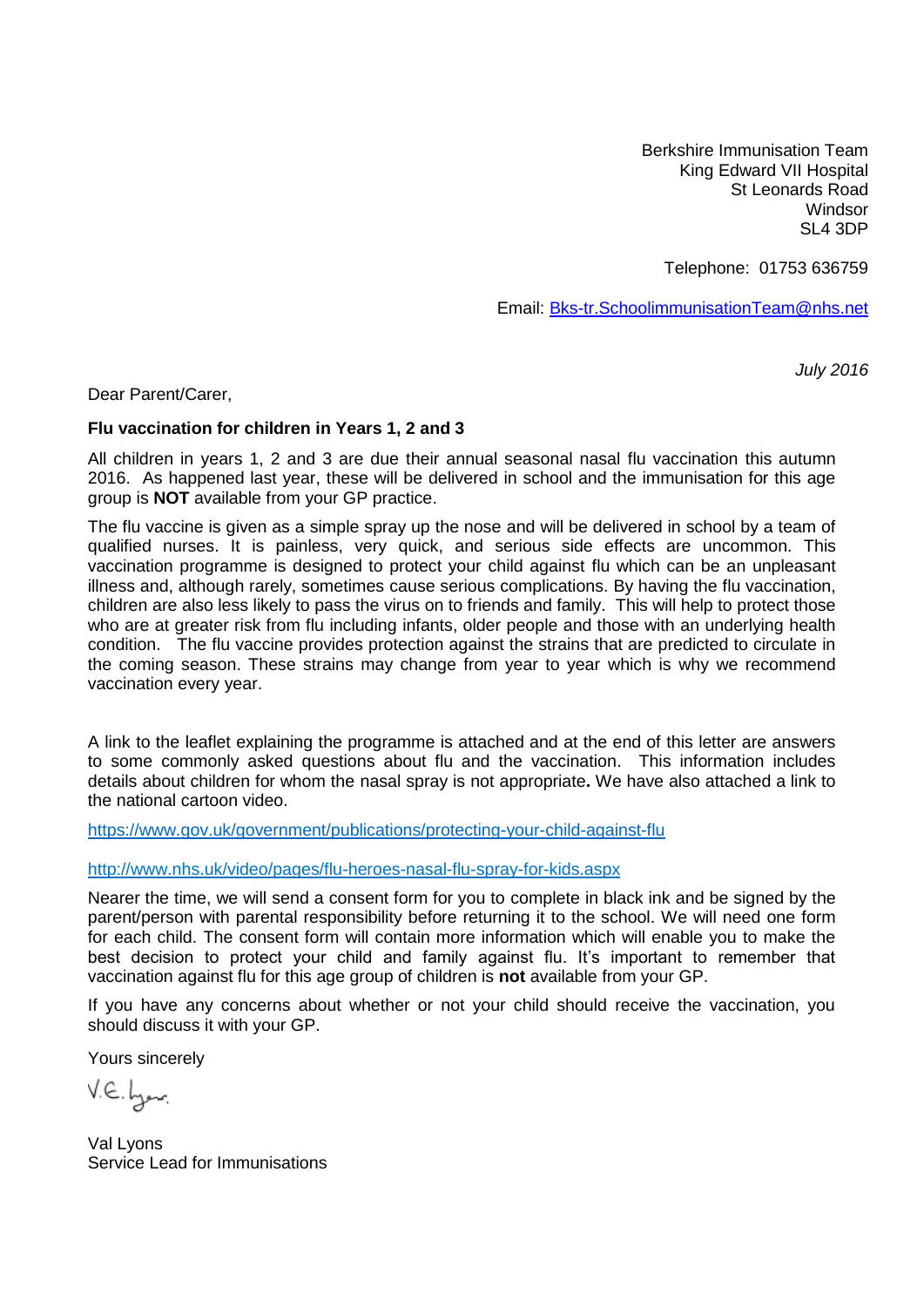Berkshire Immunisation Team
King Edward VII Hospital
St Leonards Road
Windsor
SL4 3DP

Telephone: 01753 636759

Email: [Bks-tr.SchoolimmunisationTeam@nhs.net](mailto:Bks-tr.SchoolimmunisationTeam@nhs.net)

*July 2016*

Dear Parent/Carer,

**Flu vaccination for children in Years 1, 2 and 3**

All children in years 1, 2 and 3 are due their annual seasonal nasal flu vaccination this autumn 2016. As happened last year, these will be delivered in school and the immunisation for this age group is **NOT** available from your GP practice.

The flu vaccine is given as a simple spray up the nose and will be delivered in school by a team of qualified nurses. It is painless, very quick, and serious side effects are uncommon. This vaccination programme is designed to protect your child against flu which can be an unpleasant illness and, although rarely, sometimes cause serious complications. By having the flu vaccination, children are also less likely to pass the virus on to friends and family. This will help to protect those who are at greater risk from flu including infants, older people and those with an underlying health condition. The flu vaccine provides protection against the strains that are predicted to circulate in the coming season. These strains may change from year to year which is why we recommend vaccination every year.

A link to the leaflet explaining the programme is attached and at the end of this letter are answers to some commonly asked questions about flu and the vaccination. This information includes details about children for whom the nasal spray is not appropriate**.** We have also attached a link to the national cartoon video.

https://www.gov.uk/government/publications/protecting-your-child-against-flu

http://www.nhs.uk/video/pages/flu-heroes-nasal-flu-spray-for-kids.aspx

Nearer the time, we will send a consent form for you to complete in black ink and be signed by the parent/person with parental responsibility before returning it to the school. We will need one form for each child. The consent form will contain more information which will enable you to make the best decision to protect your child and family against flu. It's important to remember that vaccination against flu for this age group of children is **not** available from your GP.

If you have any concerns about whether or not your child should receive the vaccination, you should discuss it with your GP.

Yours sincerely

V.E. Lyons

Val Lyons
Service Lead for Immunisations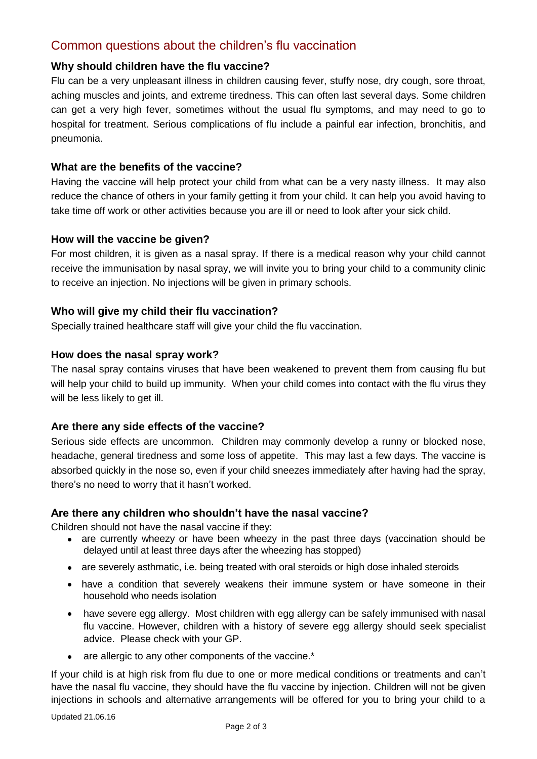## Common questions about the children's flu vaccination

### Why should children have the flu vaccine?

Flu can be a very unpleasant illness in children causing fever, stuffy nose, dry cough, sore throat, aching muscles and joints, and extreme tiredness. This can often last several days. Some children can get a very high fever, sometimes without the usual flu symptoms, and may need to go to hospital for treatment. Serious complications of flu include a painful ear infection, bronchitis, and pneumonia.

### What are the benefits of the vaccine?

Having the vaccine will help protect your child from what can be a very nasty illness. It may also reduce the chance of others in your family getting it from your child. It can help you avoid having to take time off work or other activities because you are ill or need to look after your sick child.

### How will the vaccine be given?

For most children, it is given as a nasal spray. If there is a medical reason why your child cannot receive the immunisation by nasal spray, we will invite you to bring your child to a community clinic to receive an injection. No injections will be given in primary schools.

### Who will give my child their flu vaccination?

Specially trained healthcare staff will give your child the flu vaccination.

### How does the nasal spray work?

The nasal spray contains viruses that have been weakened to prevent them from causing flu but will help your child to build up immunity. When your child comes into contact with the flu virus they will be less likely to get ill.

### Are there any side effects of the vaccine?

Serious side effects are uncommon. Children may commonly develop a runny or blocked nose, headache, general tiredness and some loss of appetite. This may last a few days. The vaccine is absorbed quickly in the nose so, even if your child sneezes immediately after having had the spray, there's no need to worry that it hasn't worked.

### Are there any children who shouldn't have the nasal vaccine?

Children should not have the nasal vaccine if they:

- are currently wheezy or have been wheezy in the past three days (vaccination should be delayed until at least three days after the wheezing has stopped)
- are severely asthmatic, i.e. being treated with oral steroids or high dose inhaled steroids
- have a condition that severely weakens their immune system or have someone in their household who needs isolation
- have severe egg allergy. Most children with egg allergy can be safely immunised with nasal flu vaccine. However, children with a history of severe egg allergy should seek specialist advice. Please check with your GP.
- are allergic to any other components of the vaccine.*

If your child is at high risk from flu due to one or more medical conditions or treatments and can't have the nasal flu vaccine, they should have the flu vaccine by injection. Children will not be given injections in schools and alternative arrangements will be offered for you to bring your child to a

Updated 21.06.16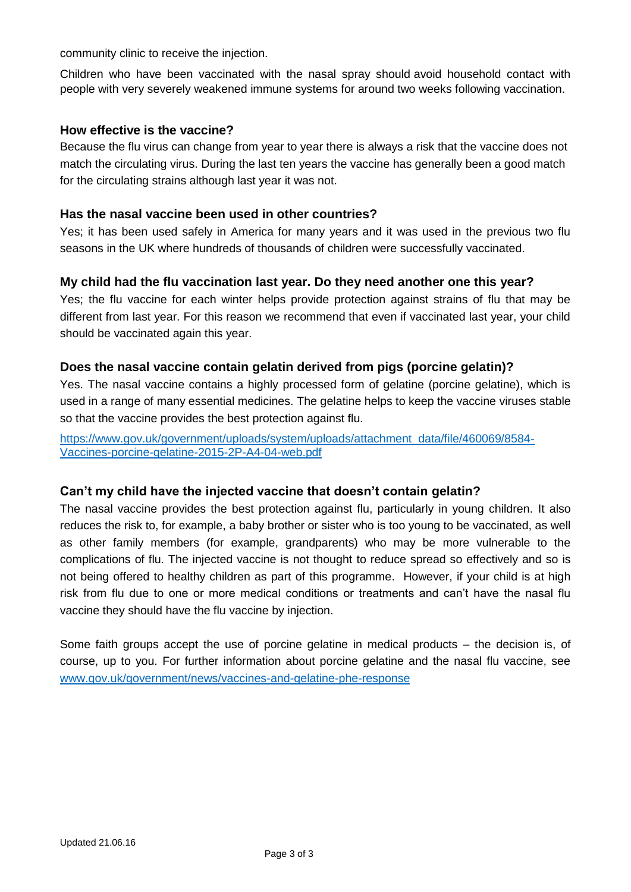community clinic to receive the injection.

Children who have been vaccinated with the nasal spray should avoid household contact with people with very severely weakened immune systems for around two weeks following vaccination.

### How effective is the vaccine?

Because the flu virus can change from year to year there is always a risk that the vaccine does not match the circulating virus. During the last ten years the vaccine has generally been a good match for the circulating strains although last year it was not.

### Has the nasal vaccine been used in other countries?

Yes; it has been used safely in America for many years and it was used in the previous two flu seasons in the UK where hundreds of thousands of children were successfully vaccinated.

### My child had the flu vaccination last year. Do they need another one this year?

Yes; the flu vaccine for each winter helps provide protection against strains of flu that may be different from last year. For this reason we recommend that even if vaccinated last year, your child should be vaccinated again this year.

### Does the nasal vaccine contain gelatin derived from pigs (porcine gelatin)?

Yes. The nasal vaccine contains a highly processed form of gelatine (porcine gelatine), which is used in a range of many essential medicines. The gelatine helps to keep the vaccine viruses stable so that the vaccine provides the best protection against flu.

https://www.gov.uk/government/uploads/system/uploads/attachment_data/file/460069/8584-Vaccines-porcine-gelatine-2015-2P-A4-04-web.pdf

### Can't my child have the injected vaccine that doesn't contain gelatin?

The nasal vaccine provides the best protection against flu, particularly in young children. It also reduces the risk to, for example, a baby brother or sister who is too young to be vaccinated, as well as other family members (for example, grandparents) who may be more vulnerable to the complications of flu. The injected vaccine is not thought to reduce spread so effectively and so is not being offered to healthy children as part of this programme. However, if your child is at high risk from flu due to one or more medical conditions or treatments and can't have the nasal flu vaccine they should have the flu vaccine by injection.

Some faith groups accept the use of porcine gelatine in medical products – the decision is, of course, up to you. For further information about porcine gelatine and the nasal flu vaccine, see www.gov.uk/government/news/vaccines-and-gelatine-phe-response

Updated 21.06.16